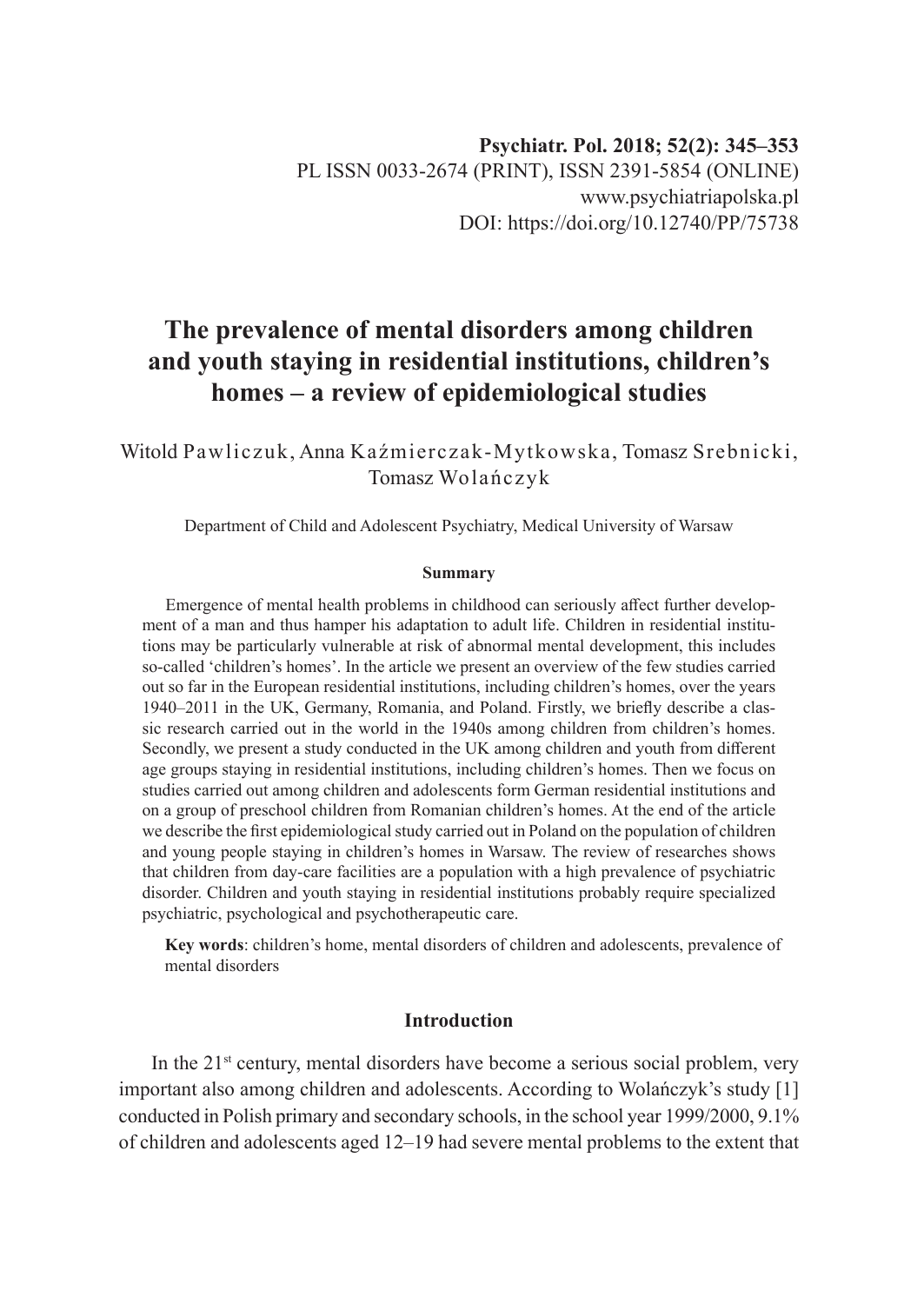Psychiatr. Pol. 2018; 52(2): 345–353

PL ISSN 0033-2674 (PRINT), ISSN 2391-5854 (ONLINE)
www.psychiatriapolska.pl
DOI: https://doi.org/10.12740/PP/75738

# The prevalence of mental disorders among children and youth staying in residential institutions, children's homes – a review of epidemiological studies

Witold Pawliczuk, Anna Kaźmierczak-Mytkowska, Tomasz Srebnicki, Tomasz Wolańczyk

Department of Child and Adolescent Psychiatry, Medical University of Warsaw

### Summary

Emergence of mental health problems in childhood can seriously affect further development of a man and thus hamper his adaptation to adult life. Children in residential institutions may be particularly vulnerable at risk of abnormal mental development, this includes so-called 'children's homes'. In the article we present an overview of the few studies carried out so far in the European residential institutions, including children's homes, over the years 1940–2011 in the UK, Germany, Romania, and Poland. Firstly, we briefly describe a classic research carried out in the world in the 1940s among children from children's homes. Secondly, we present a study conducted in the UK among children and youth from different age groups staying in residential institutions, including children's homes. Then we focus on studies carried out among children and adolescents form German residential institutions and on a group of preschool children from Romanian children's homes. At the end of the article we describe the first epidemiological study carried out in Poland on the population of children and young people staying in children's homes in Warsaw. The review of researches shows that children from day-care facilities are a population with a high prevalence of psychiatric disorder. Children and youth staying in residential institutions probably require specialized psychiatric, psychological and psychotherapeutic care.

**Key words**: children's home, mental disorders of children and adolescents, prevalence of mental disorders

## Introduction

In the 21st century, mental disorders have become a serious social problem, very important also among children and adolescents. According to Wolańczyk's study [1] conducted in Polish primary and secondary schools, in the school year 1999/2000, 9.1% of children and adolescents aged 12–19 had severe mental problems to the extent that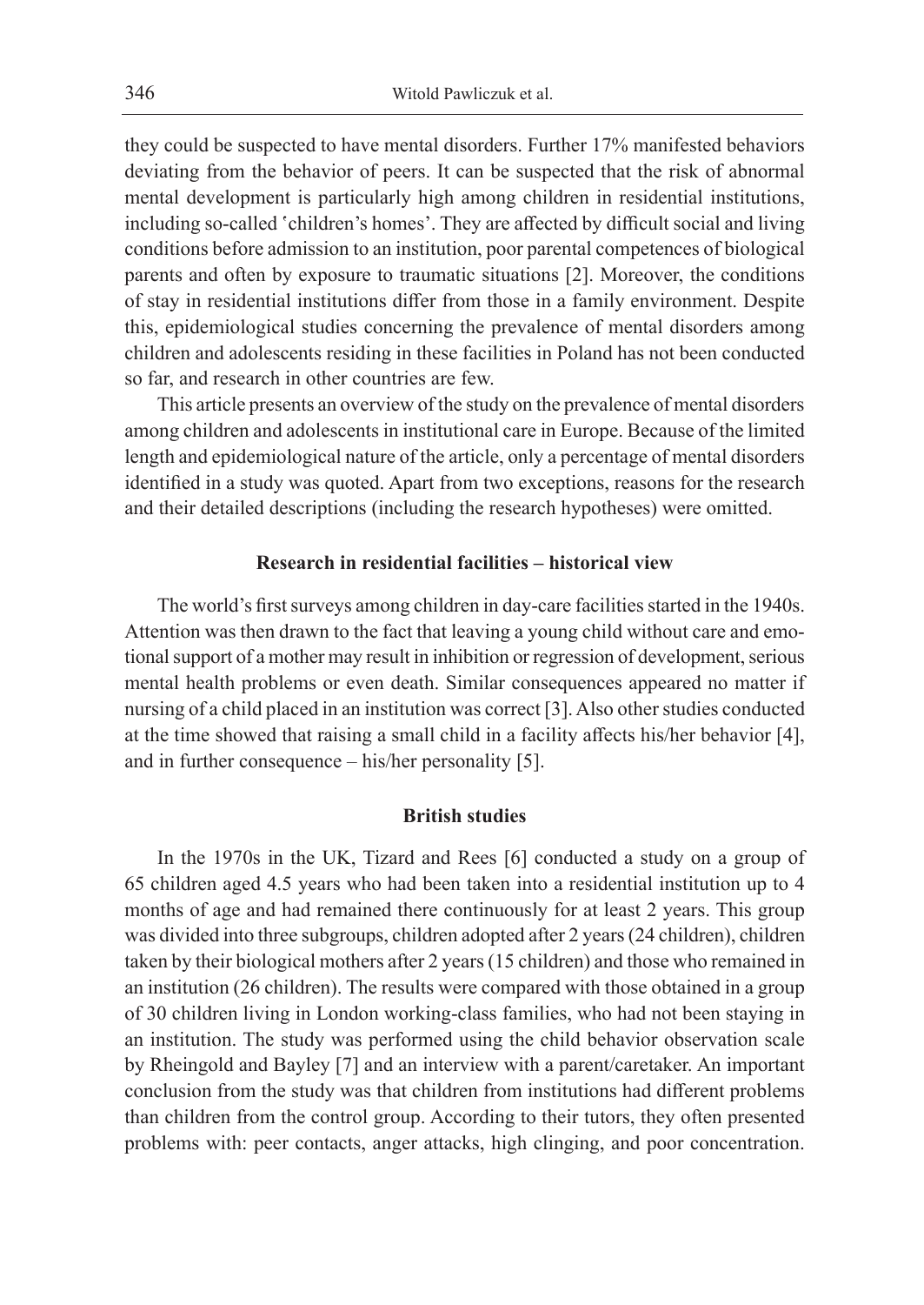they could be suspected to have mental disorders. Further 17% manifested behaviors deviating from the behavior of peers. It can be suspected that the risk of abnormal mental development is particularly high among children in residential institutions, including so-called ʽchildren's homes'. They are affected by difficult social and living conditions before admission to an institution, poor parental competences of biological parents and often by exposure to traumatic situations [2]. Moreover, the conditions of stay in residential institutions differ from those in a family environment. Despite this, epidemiological studies concerning the prevalence of mental disorders among children and adolescents residing in these facilities in Poland has not been conducted so far, and research in other countries are few.

This article presents an overview of the study on the prevalence of mental disorders among children and adolescents in institutional care in Europe. Because of the limited length and epidemiological nature of the article, only a percentage of mental disorders identified in a study was quoted. Apart from two exceptions, reasons for the research and their detailed descriptions (including the research hypotheses) were omitted.

## Research in residential facilities – historical view

The world's first surveys among children in day-care facilities started in the 1940s. Attention was then drawn to the fact that leaving a young child without care and emotional support of a mother may result in inhibition or regression of development, serious mental health problems or even death. Similar consequences appeared no matter if nursing of a child placed in an institution was correct [3]. Also other studies conducted at the time showed that raising a small child in a facility affects his/her behavior [4], and in further consequence – his/her personality [5].

## British studies

In the 1970s in the UK, Tizard and Rees [6] conducted a study on a group of 65 children aged 4.5 years who had been taken into a residential institution up to 4 months of age and had remained there continuously for at least 2 years. This group was divided into three subgroups, children adopted after 2 years (24 children), children taken by their biological mothers after 2 years (15 children) and those who remained in an institution (26 children). The results were compared with those obtained in a group of 30 children living in London working-class families, who had not been staying in an institution. The study was performed using the child behavior observation scale by Rheingold and Bayley [7] and an interview with a parent/caretaker. An important conclusion from the study was that children from institutions had different problems than children from the control group. According to their tutors, they often presented problems with: peer contacts, anger attacks, high clinging, and poor concentration.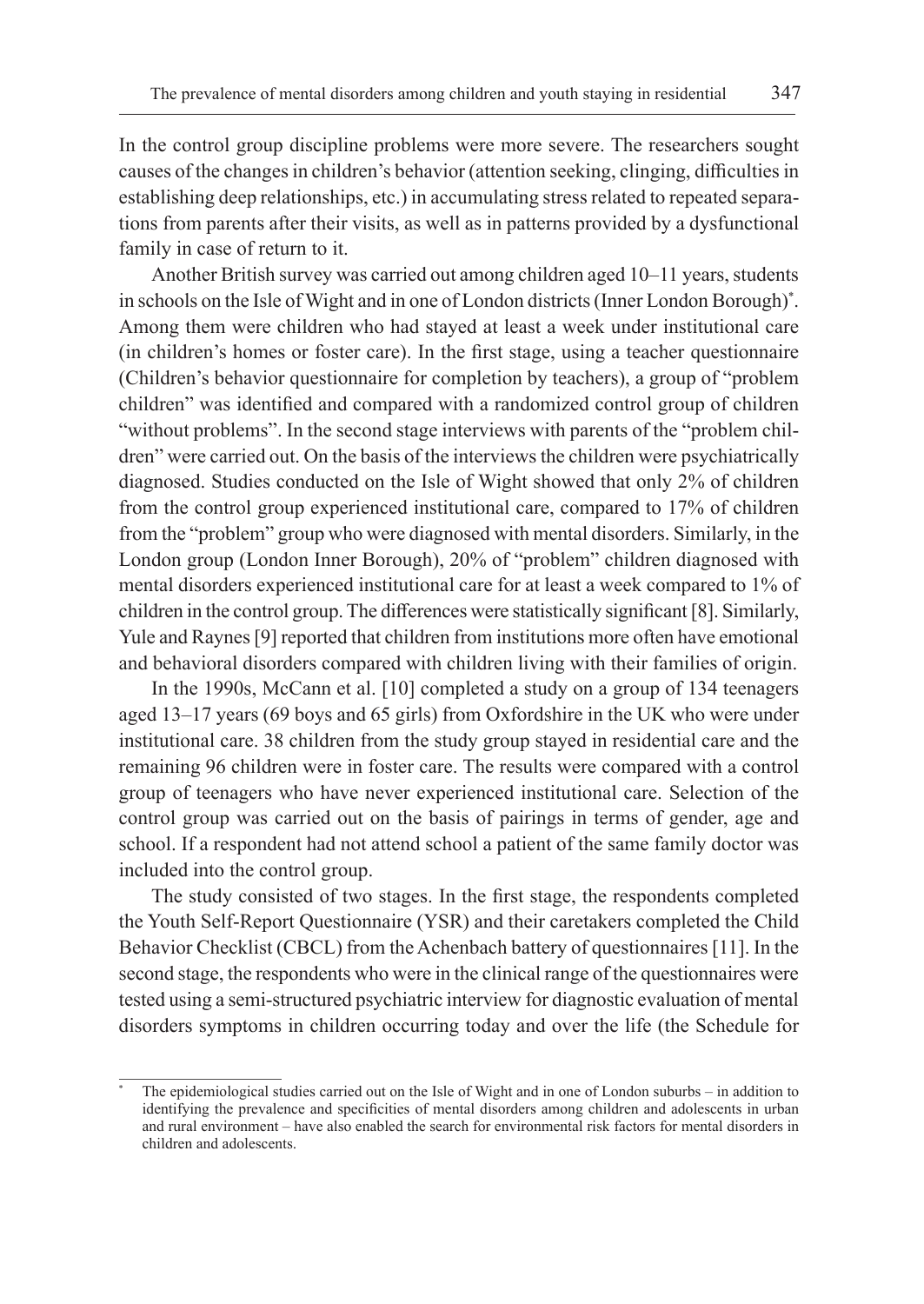In the control group discipline problems were more severe. The researchers sought causes of the changes in children's behavior (attention seeking, clinging, difficulties in establishing deep relationships, etc.) in accumulating stress related to repeated separations from parents after their visits, as well as in patterns provided by a dysfunctional family in case of return to it.

Another British survey was carried out among children aged 10–11 years, students in schools on the Isle of Wight and in one of London districts (Inner London Borough)*. Among them were children who had stayed at least a week under institutional care (in children's homes or foster care). In the first stage, using a teacher questionnaire (Children's behavior questionnaire for completion by teachers), a group of "problem children" was identified and compared with a randomized control group of children "without problems". In the second stage interviews with parents of the "problem children" were carried out. On the basis of the interviews the children were psychiatrically diagnosed. Studies conducted on the Isle of Wight showed that only 2% of children from the control group experienced institutional care, compared to 17% of children from the "problem" group who were diagnosed with mental disorders. Similarly, in the London group (London Inner Borough), 20% of "problem" children diagnosed with mental disorders experienced institutional care for at least a week compared to 1% of children in the control group. The differences were statistically significant [8]. Similarly, Yule and Raynes [9] reported that children from institutions more often have emotional and behavioral disorders compared with children living with their families of origin.

In the 1990s, McCann et al. [10] completed a study on a group of 134 teenagers aged 13–17 years (69 boys and 65 girls) from Oxfordshire in the UK who were under institutional care. 38 children from the study group stayed in residential care and the remaining 96 children were in foster care. The results were compared with a control group of teenagers who have never experienced institutional care. Selection of the control group was carried out on the basis of pairings in terms of gender, age and school. If a respondent had not attend school a patient of the same family doctor was included into the control group.

The study consisted of two stages. In the first stage, the respondents completed the Youth Self-Report Questionnaire (YSR) and their caretakers completed the Child Behavior Checklist (CBCL) from the Achenbach battery of questionnaires [11]. In the second stage, the respondents who were in the clinical range of the questionnaires were tested using a semi-structured psychiatric interview for diagnostic evaluation of mental disorders symptoms in children occurring today and over the life (the Schedule for

---

* The epidemiological studies carried out on the Isle of Wight and in one of London suburbs – in addition to identifying the prevalence and specificities of mental disorders among children and adolescents in urban and rural environment – have also enabled the search for environmental risk factors for mental disorders in children and adolescents.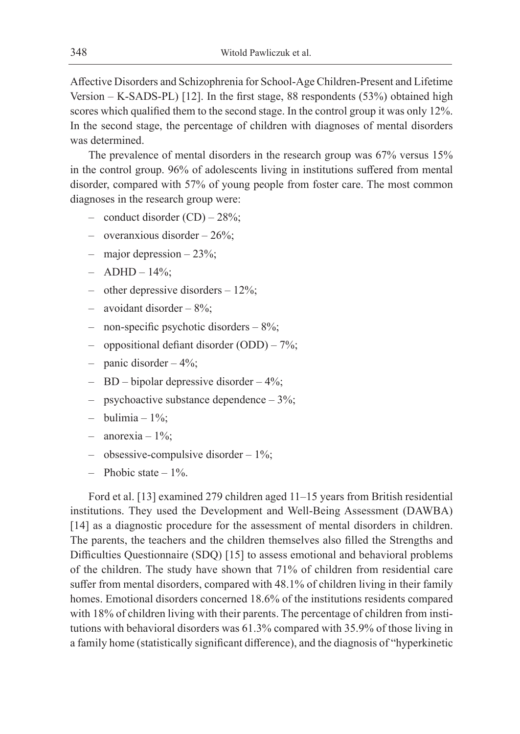Affective Disorders and Schizophrenia for School-Age Children-Present and Lifetime Version – K-SADS-PL) [12]. In the first stage, 88 respondents (53%) obtained high scores which qualified them to the second stage. In the control group it was only 12%. In the second stage, the percentage of children with diagnoses of mental disorders was determined.

The prevalence of mental disorders in the research group was 67% versus 15% in the control group. 96% of adolescents living in institutions suffered from mental disorder, compared with 57% of young people from foster care. The most common diagnoses in the research group were:

- conduct disorder (CD) – 28%;
- overanxious disorder – 26%;
- major depression – 23%;
- ADHD – 14%;
- other depressive disorders – 12%;
- avoidant disorder – 8%;
- non-specific psychotic disorders – 8%;
- oppositional defiant disorder (ODD) – 7%;
- panic disorder – 4%;
- BD – bipolar depressive disorder – 4%;
- psychoactive substance dependence – 3%;
- bulimia – 1%;
- anorexia – 1%;
- obsessive-compulsive disorder – 1%;
- Phobic state – 1%.

Ford et al. [13] examined 279 children aged 11–15 years from British residential institutions. They used the Development and Well-Being Assessment (DAWBA) [14] as a diagnostic procedure for the assessment of mental disorders in children. The parents, the teachers and the children themselves also filled the Strengths and Difficulties Questionnaire (SDQ) [15] to assess emotional and behavioral problems of the children. The study have shown that 71% of children from residential care suffer from mental disorders, compared with 48.1% of children living in their family homes. Emotional disorders concerned 18.6% of the institutions residents compared with 18% of children living with their parents. The percentage of children from institutions with behavioral disorders was 61.3% compared with 35.9% of those living in a family home (statistically significant difference), and the diagnosis of "hyperkinetic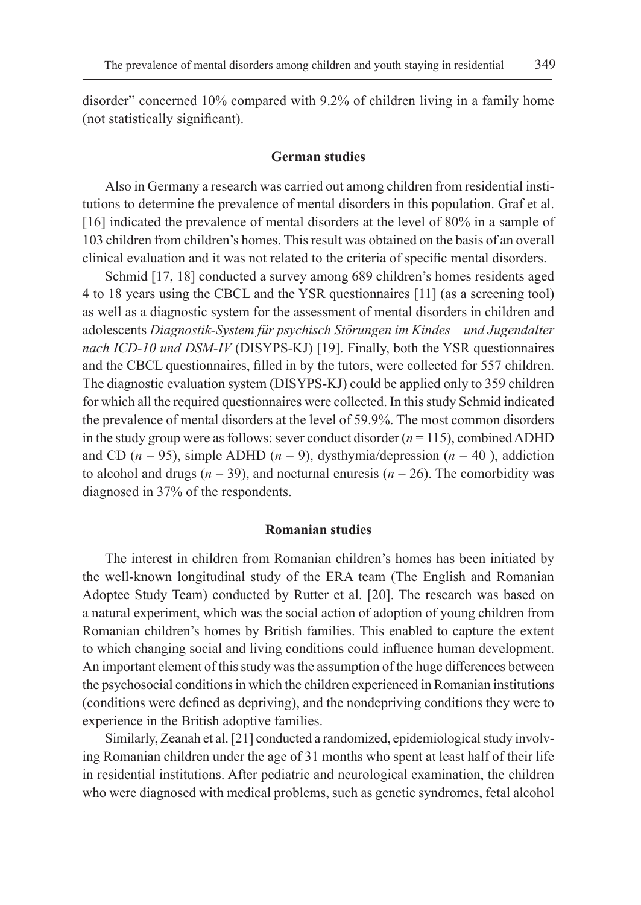disorder" concerned 10% compared with 9.2% of children living in a family home (not statistically significant).

## German studies

Also in Germany a research was carried out among children from residential institutions to determine the prevalence of mental disorders in this population. Graf et al. [16] indicated the prevalence of mental disorders at the level of 80% in a sample of 103 children from children's homes. This result was obtained on the basis of an overall clinical evaluation and it was not related to the criteria of specific mental disorders.

Schmid [17, 18] conducted a survey among 689 children's homes residents aged 4 to 18 years using the CBCL and the YSR questionnaires [11] (as a screening tool) as well as a diagnostic system for the assessment of mental disorders in children and adolescents *Diagnostik-System für psychisch Störungen im Kindes – und Jugendalter nach ICD-10 und DSM-IV* (DISYPS-KJ) [19]. Finally, both the YSR questionnaires and the CBCL questionnaires, filled in by the tutors, were collected for 557 children. The diagnostic evaluation system (DISYPS-KJ) could be applied only to 359 children for which all the required questionnaires were collected. In this study Schmid indicated the prevalence of mental disorders at the level of 59.9%. The most common disorders in the study group were as follows: sever conduct disorder ($n = 115$), combined ADHD and CD ($n = 95$), simple ADHD ($n = 9$), dysthymia/depression ($n = 40$ ), addiction to alcohol and drugs ($n = 39$), and nocturnal enuresis ($n = 26$). The comorbidity was diagnosed in 37% of the respondents.

## Romanian studies

The interest in children from Romanian children's homes has been initiated by the well-known longitudinal study of the ERA team (The English and Romanian Adoptee Study Team) conducted by Rutter et al. [20]. The research was based on a natural experiment, which was the social action of adoption of young children from Romanian children's homes by British families. This enabled to capture the extent to which changing social and living conditions could influence human development. An important element of this study was the assumption of the huge differences between the psychosocial conditions in which the children experienced in Romanian institutions (conditions were defined as depriving), and the nondepriving conditions they were to experience in the British adoptive families.

Similarly, Zeanah et al. [21] conducted a randomized, epidemiological study involving Romanian children under the age of 31 months who spent at least half of their life in residential institutions. After pediatric and neurological examination, the children who were diagnosed with medical problems, such as genetic syndromes, fetal alcohol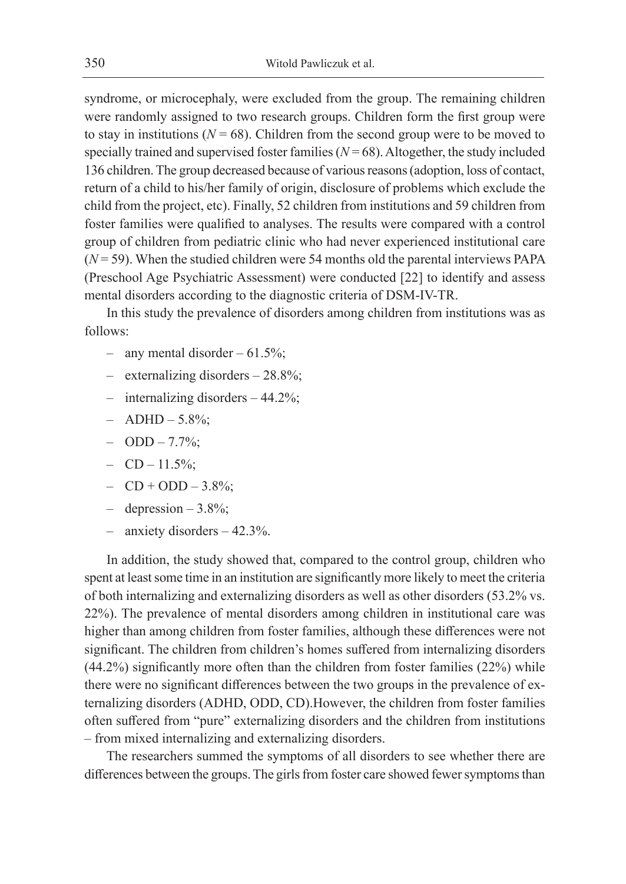syndrome, or microcephaly, were excluded from the group. The remaining children were randomly assigned to two research groups. Children form the first group were to stay in institutions ($N = 68$). Children from the second group were to be moved to specially trained and supervised foster families ($N = 68$). Altogether, the study included 136 children. The group decreased because of various reasons (adoption, loss of contact, return of a child to his/her family of origin, disclosure of problems which exclude the child from the project, etc). Finally, 52 children from institutions and 59 children from foster families were qualified to analyses. The results were compared with a control group of children from pediatric clinic who had never experienced institutional care ($N = 59$). When the studied children were 54 months old the parental interviews PAPA (Preschool Age Psychiatric Assessment) were conducted [22] to identify and assess mental disorders according to the diagnostic criteria of DSM-IV-TR.

In this study the prevalence of disorders among children from institutions was as follows:

- any mental disorder – 61.5%;
- externalizing disorders – 28.8%;
- internalizing disorders – 44.2%;
- ADHD – 5.8%;
- ODD – 7.7%;
- CD – 11.5%;
- CD + ODD – 3.8%;
- depression – 3.8%;
- anxiety disorders – 42.3%.

In addition, the study showed that, compared to the control group, children who spent at least some time in an institution are significantly more likely to meet the criteria of both internalizing and externalizing disorders as well as other disorders (53.2% vs. 22%). The prevalence of mental disorders among children in institutional care was higher than among children from foster families, although these differences were not significant. The children from children's homes suffered from internalizing disorders (44.2%) significantly more often than the children from foster families (22%) while there were no significant differences between the two groups in the prevalence of externalizing disorders (ADHD, ODD, CD).However, the children from foster families often suffered from "pure" externalizing disorders and the children from institutions – from mixed internalizing and externalizing disorders.

The researchers summed the symptoms of all disorders to see whether there are differences between the groups. The girls from foster care showed fewer symptoms than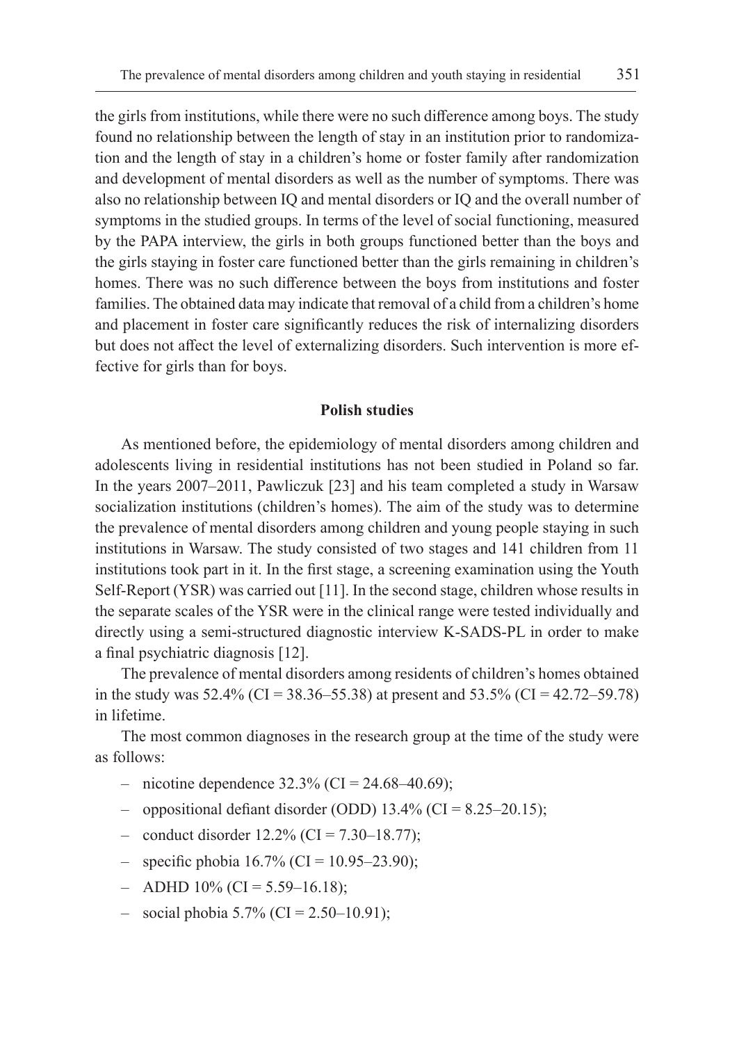the girls from institutions, while there were no such difference among boys. The study found no relationship between the length of stay in an institution prior to randomization and the length of stay in a children's home or foster family after randomization and development of mental disorders as well as the number of symptoms. There was also no relationship between IQ and mental disorders or IQ and the overall number of symptoms in the studied groups. In terms of the level of social functioning, measured by the PAPA interview, the girls in both groups functioned better than the boys and the girls staying in foster care functioned better than the girls remaining in children's homes. There was no such difference between the boys from institutions and foster families. The obtained data may indicate that removal of a child from a children's home and placement in foster care significantly reduces the risk of internalizing disorders but does not affect the level of externalizing disorders. Such intervention is more effective for girls than for boys.

## Polish studies

As mentioned before, the epidemiology of mental disorders among children and adolescents living in residential institutions has not been studied in Poland so far. In the years 2007–2011, Pawliczuk [23] and his team completed a study in Warsaw socialization institutions (children's homes). The aim of the study was to determine the prevalence of mental disorders among children and young people staying in such institutions in Warsaw. The study consisted of two stages and 141 children from 11 institutions took part in it. In the first stage, a screening examination using the Youth Self-Report (YSR) was carried out [11]. In the second stage, children whose results in the separate scales of the YSR were in the clinical range were tested individually and directly using a semi-structured diagnostic interview K-SADS-PL in order to make a final psychiatric diagnosis [12].

The prevalence of mental disorders among residents of children's homes obtained in the study was 52.4% (CI = 38.36–55.38) at present and 53.5% (CI = 42.72–59.78) in lifetime.

The most common diagnoses in the research group at the time of the study were as follows:

- nicotine dependence 32.3% (CI = 24.68–40.69);
- oppositional defiant disorder (ODD) 13.4% (CI = 8.25–20.15);
- conduct disorder 12.2% (CI = 7.30–18.77);
- specific phobia 16.7% (CI = 10.95–23.90);
- ADHD 10% (CI = 5.59–16.18);
- social phobia 5.7% (CI = 2.50–10.91);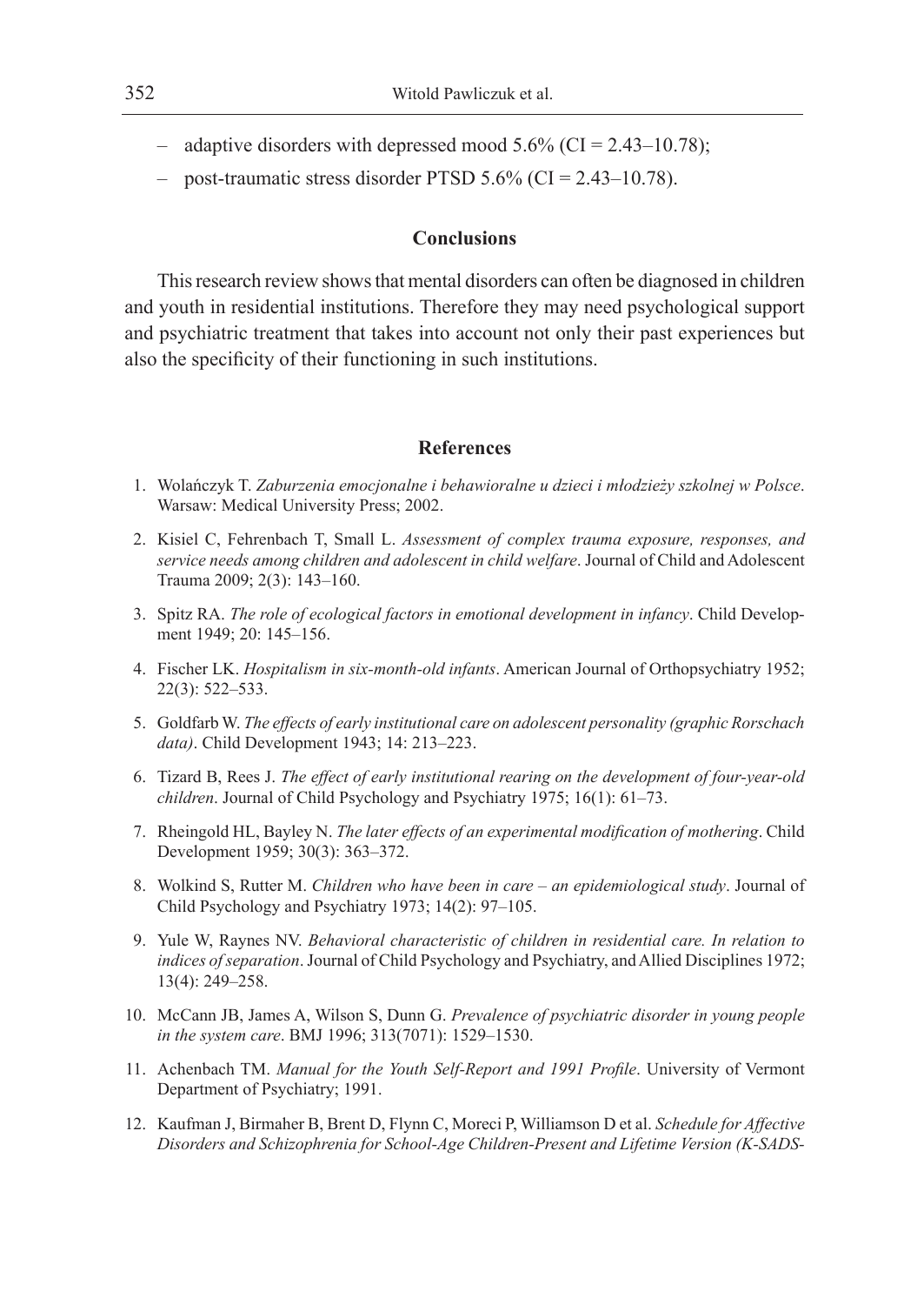– adaptive disorders with depressed mood 5.6% (CI = 2.43–10.78);
– post-traumatic stress disorder PTSD 5.6% (CI = 2.43–10.78).

## Conclusions

This research review shows that mental disorders can often be diagnosed in children and youth in residential institutions. Therefore they may need psychological support and psychiatric treatment that takes into account not only their past experiences but also the specificity of their functioning in such institutions.

## References

1. Wolańczyk T. *Zaburzenia emocjonalne i behawioralne u dzieci i młodzieży szkolnej w Polsce*. Warsaw: Medical University Press; 2002.
2. Kisiel C, Fehrenbach T, Small L. *Assessment of complex trauma exposure, responses, and service needs among children and adolescent in child welfare*. Journal of Child and Adolescent Trauma 2009; 2(3): 143–160.
3. Spitz RA. *The role of ecological factors in emotional development in infancy*. Child Development 1949; 20: 145–156.
4. Fischer LK. *Hospitalism in six-month-old infants*. American Journal of Orthopsychiatry 1952; 22(3): 522–533.
5. Goldfarb W. *The effects of early institutional care on adolescent personality (graphic Rorschach data)*. Child Development 1943; 14: 213–223.
6. Tizard B, Rees J. *The effect of early institutional rearing on the development of four-year-old children*. Journal of Child Psychology and Psychiatry 1975; 16(1): 61–73.
7. Rheingold HL, Bayley N. *The later effects of an experimental modification of mothering*. Child Development 1959; 30(3): 363–372.
8. Wolkind S, Rutter M. *Children who have been in care – an epidemiological study*. Journal of Child Psychology and Psychiatry 1973; 14(2): 97–105.
9. Yule W, Raynes NV. *Behavioral characteristic of children in residential care. In relation to indices of separation*. Journal of Child Psychology and Psychiatry, and Allied Disciplines 1972; 13(4): 249–258.
10. McCann JB, James A, Wilson S, Dunn G. *Prevalence of psychiatric disorder in young people in the system care*. BMJ 1996; 313(7071): 1529–1530.
11. Achenbach TM. *Manual for the Youth Self-Report and 1991 Profile*. University of Vermont Department of Psychiatry; 1991.
12. Kaufman J, Birmaher B, Brent D, Flynn C, Moreci P, Williamson D et al. *Schedule for Affective Disorders and Schizophrenia for School-Age Children-Present and Lifetime Version (K-SADS-*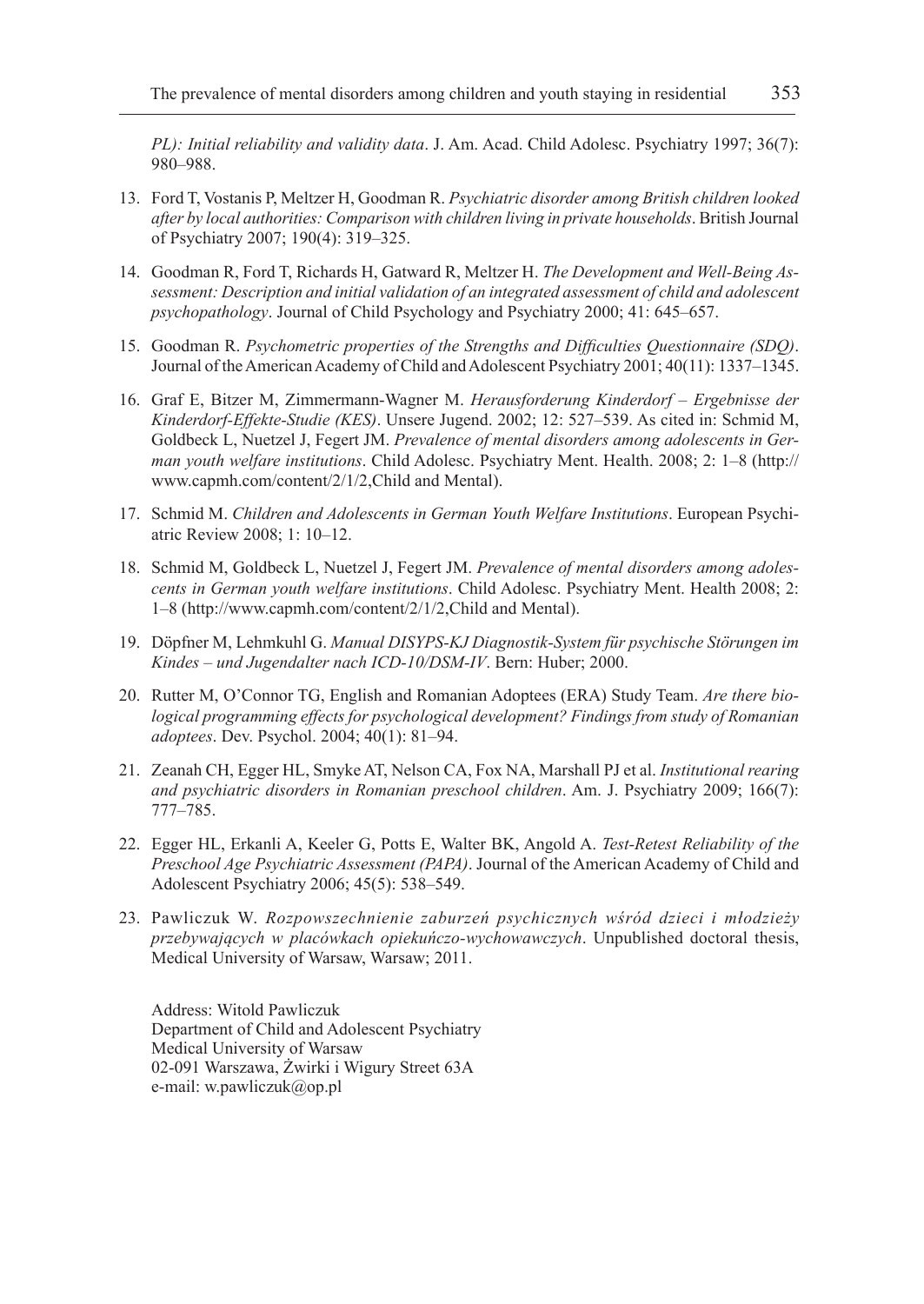*PL): Initial reliability and validity data*. J. Am. Acad. Child Adolesc. Psychiatry 1997; 36(7): 980–988.

13. Ford T, Vostanis P, Meltzer H, Goodman R. *Psychiatric disorder among British children looked after by local authorities: Comparison with children living in private households*. British Journal of Psychiatry 2007; 190(4): 319–325.

14. Goodman R, Ford T, Richards H, Gatward R, Meltzer H. *The Development and Well-Being Assessment: Description and initial validation of an integrated assessment of child and adolescent psychopathology*. Journal of Child Psychology and Psychiatry 2000; 41: 645–657.

15. Goodman R. *Psychometric properties of the Strengths and Difficulties Questionnaire (SDQ)*. Journal of the American Academy of Child and Adolescent Psychiatry 2001; 40(11): 1337–1345.

16. Graf E, Bitzer M, Zimmermann-Wagner M. *Herausforderung Kinderdorf – Ergebnisse der Kinderdorf-Effekte-Studie (KES)*. Unsere Jugend. 2002; 12: 527–539. As cited in: Schmid M, Goldbeck L, Nuetzel J, Fegert JM. *Prevalence of mental disorders among adolescents in German youth welfare institutions*. Child Adolesc. Psychiatry Ment. Health. 2008; 2: 1–8 (http://www.capmh.com/content/2/1/2,Child and Mental).

17. Schmid M. *Children and Adolescents in German Youth Welfare Institutions*. European Psychiatric Review 2008; 1: 10–12.

18. Schmid M, Goldbeck L, Nuetzel J, Fegert JM. *Prevalence of mental disorders among adolescents in German youth welfare institutions*. Child Adolesc. Psychiatry Ment. Health 2008; 2: 1–8 (http://www.capmh.com/content/2/1/2,Child and Mental).

19. Döpfner M, Lehmkuhl G. *Manual DISYPS-KJ Diagnostik-System für psychische Störungen im Kindes – und Jugendalter nach ICD-10/DSM-IV*. Bern: Huber; 2000.

20. Rutter M, O'Connor TG, English and Romanian Adoptees (ERA) Study Team. *Are there biological programming effects for psychological development? Findings from study of Romanian adoptees*. Dev. Psychol. 2004; 40(1): 81–94.

21. Zeanah CH, Egger HL, Smyke AT, Nelson CA, Fox NA, Marshall PJ et al. *Institutional rearing and psychiatric disorders in Romanian preschool children*. Am. J. Psychiatry 2009; 166(7): 777–785.

22. Egger HL, Erkanli A, Keeler G, Potts E, Walter BK, Angold A. *Test-Retest Reliability of the Preschool Age Psychiatric Assessment (PAPA)*. Journal of the American Academy of Child and Adolescent Psychiatry 2006; 45(5): 538–549.

23. Pawliczuk W. *Rozpowszechnienie zaburzeń psychicznych wśród dzieci i młodzieży przebywających w placówkach opiekuńczo-wychowawczych*. Unpublished doctoral thesis, Medical University of Warsaw, Warsaw; 2011.

Address: Witold Pawliczuk
Department of Child and Adolescent Psychiatry
Medical University of Warsaw
02-091 Warszawa, Żwirki i Wigury Street 63A
e-mail: w.pawliczuk@op.pl